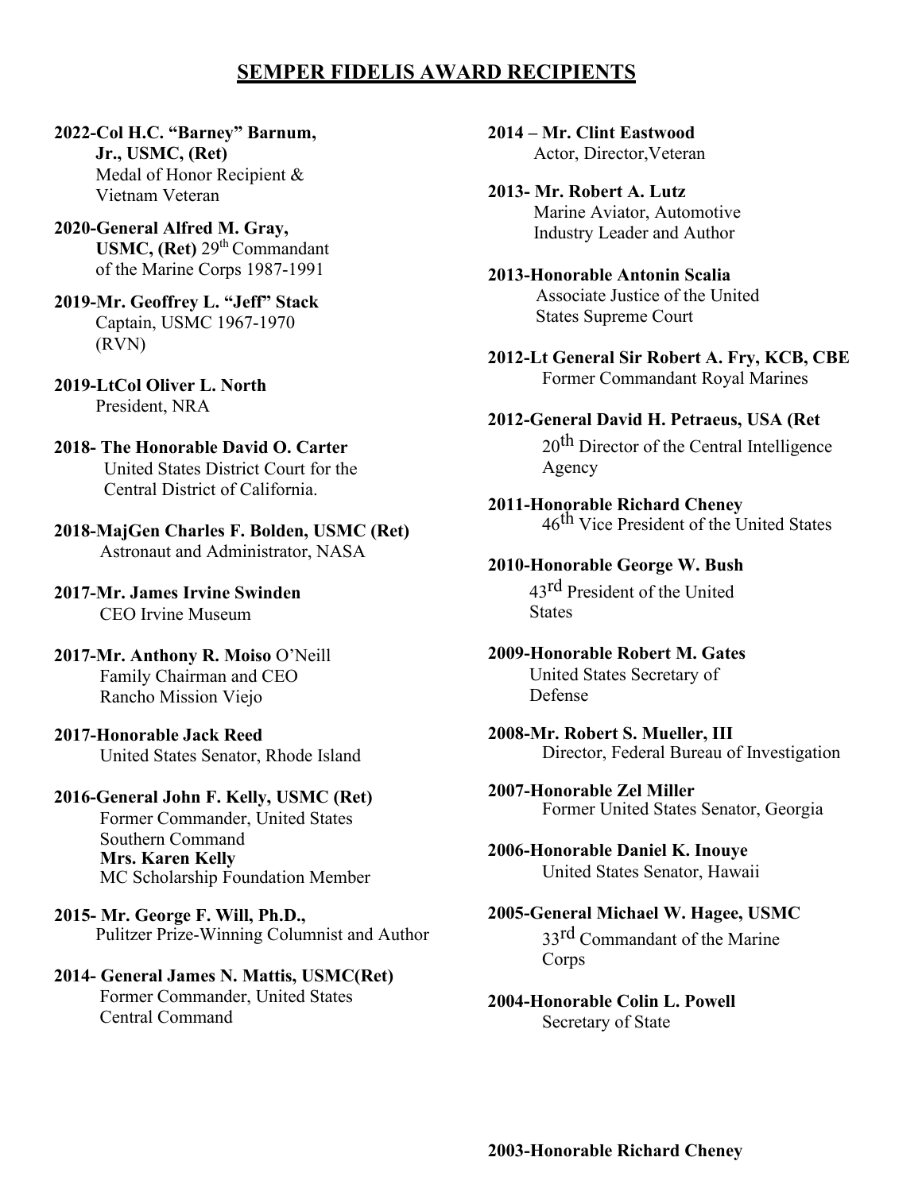## SEMPER FIDELIS AWARD RECIPIENTS

**2022-Col H.C. "Barney" Barnum, Jr., USMC, (Ret)**
Medal of Honor Recipient & Vietnam Veteran

**2020-General Alfred M. Gray, USMC, (Ret)** 29th Commandant of the Marine Corps 1987-1991

**2019-Mr. Geoffrey L. "Jeff" Stack**
Captain, USMC 1967-1970 (RVN)

**2019-LtCol Oliver L. North**
President, NRA

**2018- The Honorable David O. Carter**
United States District Court for the Central District of California.

**2018-MajGen Charles F. Bolden, USMC (Ret)**
Astronaut and Administrator, NASA

**2017-Mr. James Irvine Swinden**
CEO Irvine Museum

**2017-Mr. Anthony R. Moiso** O'Neill
Family Chairman and CEO
Rancho Mission Viejo

**2017-Honorable Jack Reed**
United States Senator, Rhode Island

**2016-General John F. Kelly, USMC (Ret)**
Former Commander, United States Southern Command
**Mrs. Karen Kelly**
MC Scholarship Foundation Member

**2015- Mr. George F. Will, Ph.D.,**
Pulitzer Prize-Winning Columnist and Author

**2014- General James N. Mattis, USMC(Ret)**
Former Commander, United States Central Command

**2014 – Mr. Clint Eastwood**
Actor, Director,Veteran

**2013- Mr. Robert A. Lutz**
Marine Aviator, Automotive Industry Leader and Author

**2013-Honorable Antonin Scalia**
Associate Justice of the United States Supreme Court

**2012-Lt General Sir Robert A. Fry, KCB, CBE**
Former Commandant Royal Marines

**2012-General David H. Petraeus, USA (Ret**
20th Director of the Central Intelligence Agency

**2011-Honorable Richard Cheney**
46th Vice President of the United States

**2010-Honorable George W. Bush**
43rd President of the United States

**2009-Honorable Robert M. Gates**
United States Secretary of Defense

**2008-Mr. Robert S. Mueller, III**
Director, Federal Bureau of Investigation

**2007-Honorable Zel Miller**
Former United States Senator, Georgia

**2006-Honorable Daniel K. Inouye**
United States Senator, Hawaii

**2005-General Michael W. Hagee, USMC**
33rd Commandant of the Marine Corps

**2004-Honorable Colin L. Powell**
Secretary of State

**2003-Honorable Richard Cheney**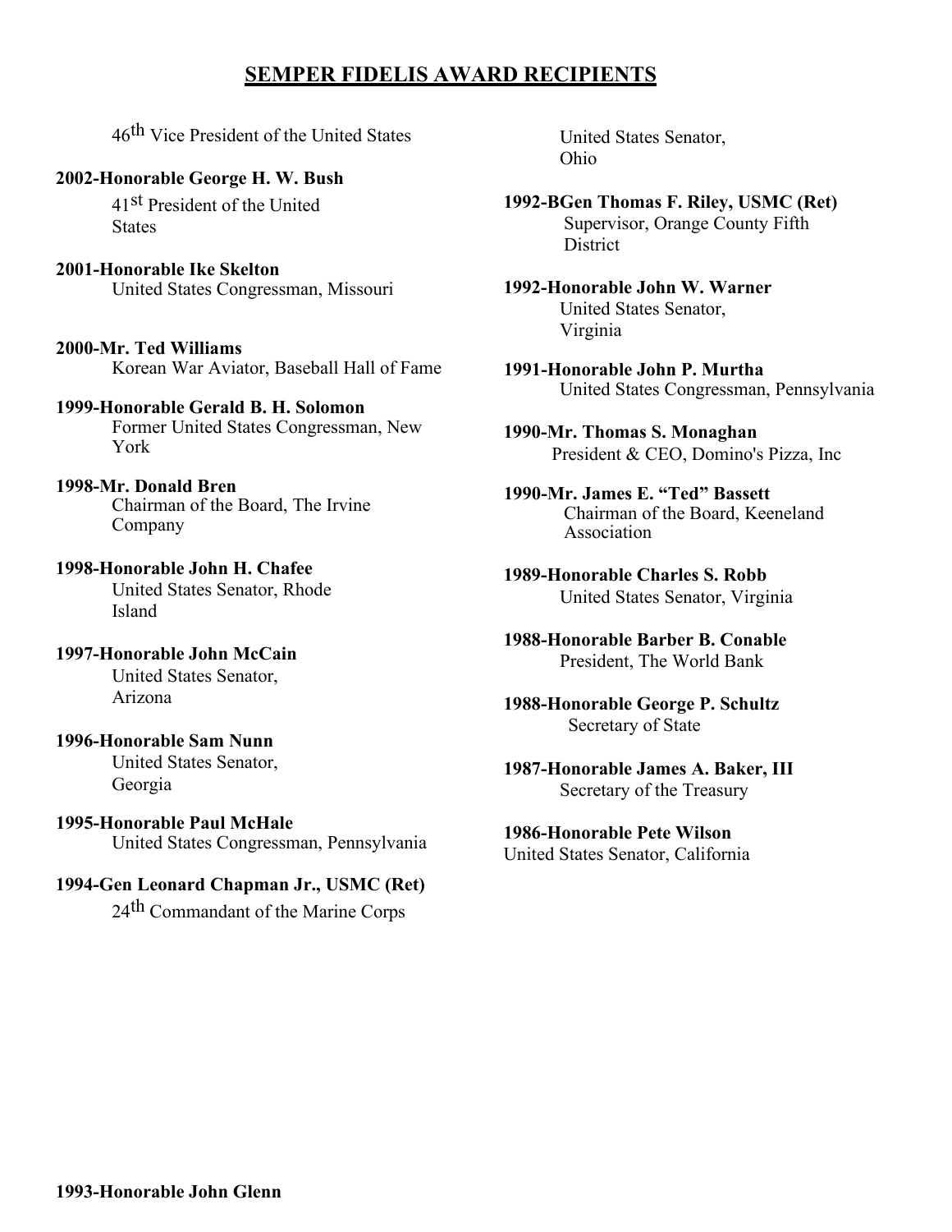## SEMPER FIDELIS AWARD RECIPIENTS

46th Vice President of the United States

**2002-Honorable George H. W. Bush**
41st President of the United States

**2001-Honorable Ike Skelton**
United States Congressman, Missouri

**2000-Mr. Ted Williams**
Korean War Aviator, Baseball Hall of Fame

**1999-Honorable Gerald B. H. Solomon**
Former United States Congressman, New York

**1998-Mr. Donald Bren**
Chairman of the Board, The Irvine Company

**1998-Honorable John H. Chafee**
United States Senator, Rhode Island

**1997-Honorable John McCain**
United States Senator, Arizona

**1996-Honorable Sam Nunn**
United States Senator, Georgia

**1995-Honorable Paul McHale**
United States Congressman, Pennsylvania

**1994-Gen Leonard Chapman Jr., USMC (Ret)**
24th Commandant of the Marine Corps

**1993-Honorable John Glenn**
United States Senator, Ohio

**1992-BGen Thomas F. Riley, USMC (Ret)**
Supervisor, Orange County Fifth District

**1992-Honorable John W. Warner**
United States Senator, Virginia

**1991-Honorable John P. Murtha**
United States Congressman, Pennsylvania

**1990-Mr. Thomas S. Monaghan**
President & CEO, Domino's Pizza, Inc

**1990-Mr. James E. "Ted" Bassett**
Chairman of the Board, Keeneland Association

**1989-Honorable Charles S. Robb**
United States Senator, Virginia

**1988-Honorable Barber B. Conable**
President, The World Bank

**1988-Honorable George P. Schultz**
Secretary of State

**1987-Honorable James A. Baker, III**
Secretary of the Treasury

**1986-Honorable Pete Wilson**
United States Senator, California